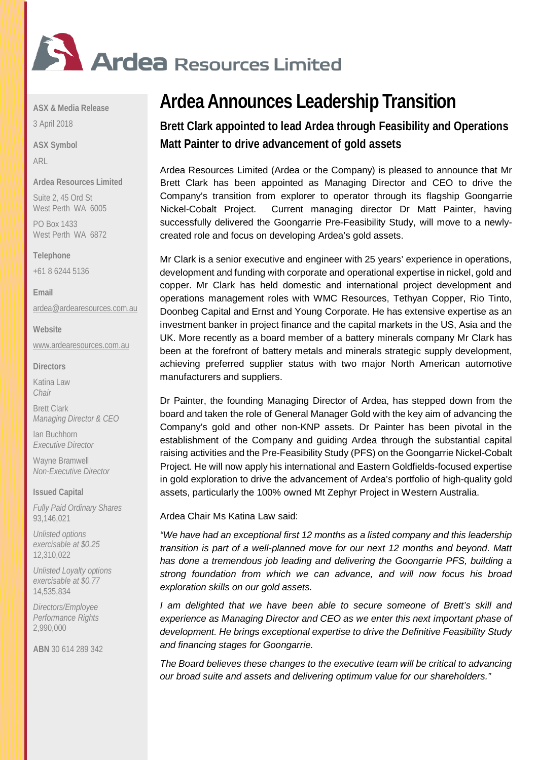# Ardea Resources Limited

**ASX & Media Release**

3 April 2018

**ASX Symbol**

ARL

**Ardea Resources Limited**

Suite 2, 45 Ord St
West Perth WA 6005

PO Box 1433
West Perth WA 6872

**Telephone**

+61 8 6244 5136

**Email**

ardea@ardearesources.com.au

**Website**

www.ardearesources.com.au

**Directors**

Katina Law
*Chair*

Brett Clark
*Managing Director & CEO*

Ian Buchhorn
*Executive Director*

Wayne Bramwell
*Non-Executive Director*

**Issued Capital**

*Fully Paid Ordinary Shares*
93,146,021

*Unlisted options exercisable at $0.25*
12,310,022

*Unlisted Loyalty options exercisable at $0.77*
14,535,834

*Directors/Employee Performance Rights*
2,990,000

**ABN** 30 614 289 342

# Ardea Announces Leadership Transition

## Brett Clark appointed to lead Ardea through Feasibility and Operations
## Matt Painter to drive advancement of gold assets

Ardea Resources Limited (Ardea or the Company) is pleased to announce that Mr Brett Clark has been appointed as Managing Director and CEO to drive the Company's transition from explorer to operator through its flagship Goongarrie Nickel-Cobalt Project. Current managing director Dr Matt Painter, having successfully delivered the Goongarrie Pre-Feasibility Study, will move to a newly-created role and focus on developing Ardea's gold assets.

Mr Clark is a senior executive and engineer with 25 years' experience in operations, development and funding with corporate and operational expertise in nickel, gold and copper. Mr Clark has held domestic and international project development and operations management roles with WMC Resources, Tethyan Copper, Rio Tinto, Doonbeg Capital and Ernst and Young Corporate. He has extensive expertise as an investment banker in project finance and the capital markets in the US, Asia and the UK. More recently as a board member of a battery minerals company Mr Clark has been at the forefront of battery metals and minerals strategic supply development, achieving preferred supplier status with two major North American automotive manufacturers and suppliers.

Dr Painter, the founding Managing Director of Ardea, has stepped down from the board and taken the role of General Manager Gold with the key aim of advancing the Company's gold and other non-KNP assets. Dr Painter has been pivotal in the establishment of the Company and guiding Ardea through the substantial capital raising activities and the Pre-Feasibility Study (PFS) on the Goongarrie Nickel-Cobalt Project. He will now apply his international and Eastern Goldfields-focused expertise in gold exploration to drive the advancement of Ardea's portfolio of high-quality gold assets, particularly the 100% owned Mt Zephyr Project in Western Australia.

Ardea Chair Ms Katina Law said:

*"We have had an exceptional first 12 months as a listed company and this leadership transition is part of a well-planned move for our next 12 months and beyond. Matt has done a tremendous job leading and delivering the Goongarrie PFS, building a strong foundation from which we can advance, and will now focus his broad exploration skills on our gold assets.*

*I am delighted that we have been able to secure someone of Brett's skill and experience as Managing Director and CEO as we enter this next important phase of development. He brings exceptional expertise to drive the Definitive Feasibility Study and financing stages for Goongarrie.*

*The Board believes these changes to the executive team will be critical to advancing our broad suite and assets and delivering optimum value for our shareholders."*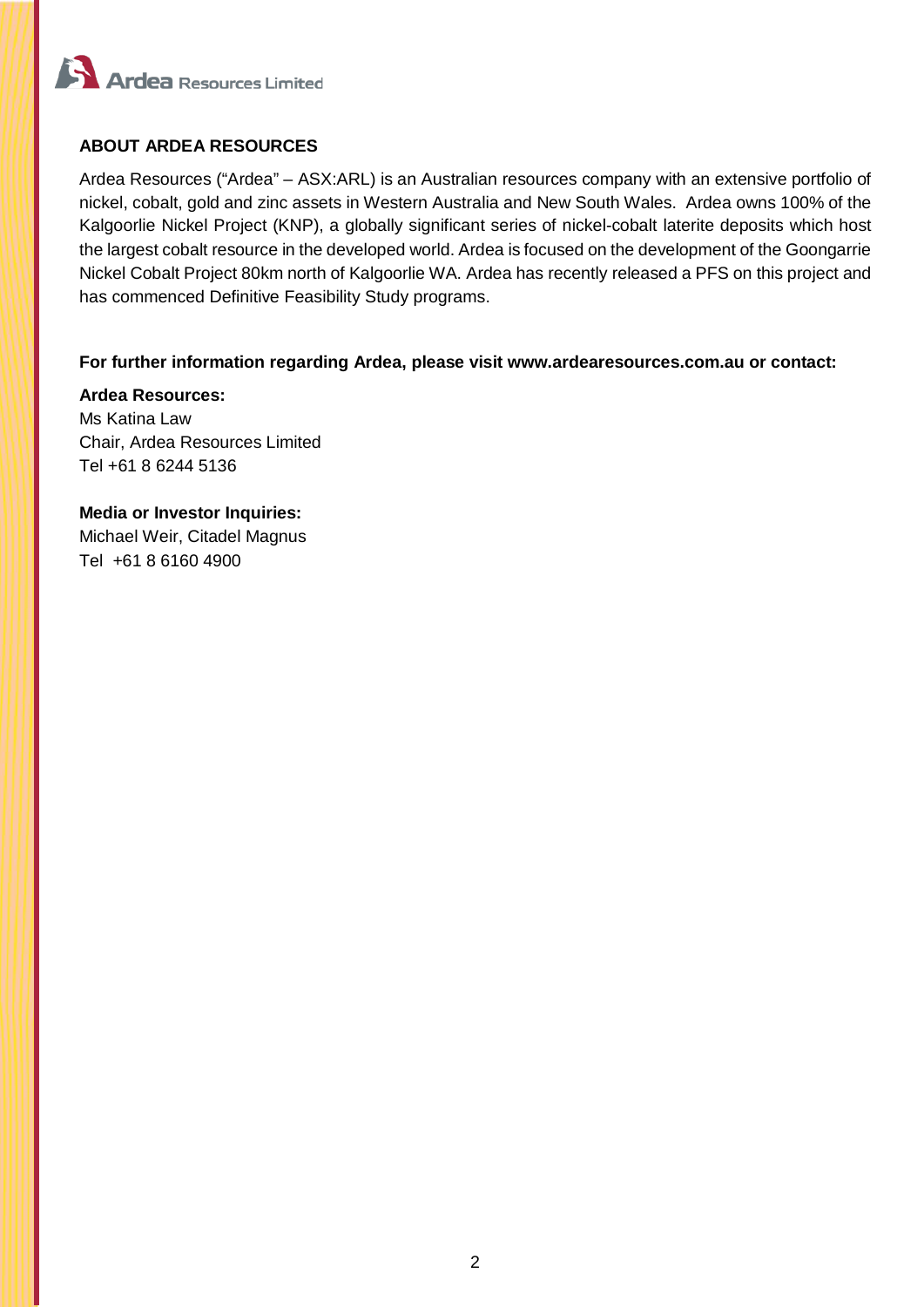## ABOUT ARDEA RESOURCES

Ardea Resources ("Ardea" – ASX:ARL) is an Australian resources company with an extensive portfolio of nickel, cobalt, gold and zinc assets in Western Australia and New South Wales. Ardea owns 100% of the Kalgoorlie Nickel Project (KNP), a globally significant series of nickel-cobalt laterite deposits which host the largest cobalt resource in the developed world. Ardea is focused on the development of the Goongarrie Nickel Cobalt Project 80km north of Kalgoorlie WA. Ardea has recently released a PFS on this project and has commenced Definitive Feasibility Study programs.

**For further information regarding Ardea, please visit www.ardearesources.com.au or contact:**

**Ardea Resources:**
Ms Katina Law
Chair, Ardea Resources Limited
Tel +61 8 6244 5136

**Media or Investor Inquiries:**
Michael Weir, Citadel Magnus
Tel +61 8 6160 4900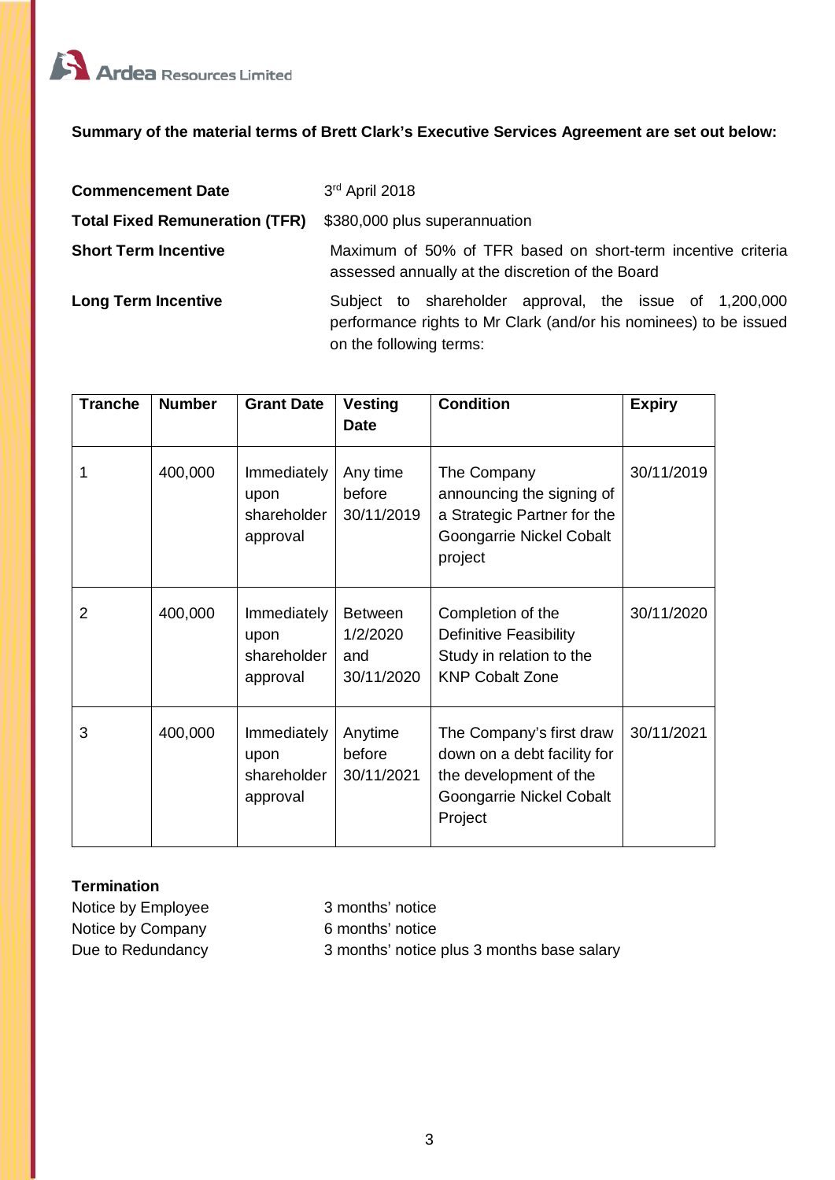**Summary of the material terms of Brett Clark's Executive Services Agreement are set out below:**

| | |
|---|---|
| **Commencement Date** | 3rd April 2018 |
| **Total Fixed Remuneration (TFR)** | $380,000 plus superannuation |
| **Short Term Incentive** | Maximum of 50% of TFR based on short-term incentive criteria assessed annually at the discretion of the Board |
| **Long Term Incentive** | Subject to shareholder approval, the issue of 1,200,000 performance rights to Mr Clark (and/or his nominees) to be issued on the following terms: |

| Tranche | Number | Grant Date | Vesting Date | Condition | Expiry |
|---|---|---|---|---|---|
| 1 | 400,000 | Immediately upon shareholder approval | Any time before 30/11/2019 | The Company announcing the signing of a Strategic Partner for the Goongarrie Nickel Cobalt project | 30/11/2019 |
| 2 | 400,000 | Immediately upon shareholder approval | Between 1/2/2020 and 30/11/2020 | Completion of the Definitive Feasibility Study in relation to the KNP Cobalt Zone | 30/11/2020 |
| 3 | 400,000 | Immediately upon shareholder approval | Anytime before 30/11/2021 | The Company's first draw down on a debt facility for the development of the Goongarrie Nickel Cobalt Project | 30/11/2021 |

**Termination**

| | |
|---|---|
| Notice by Employee | 3 months' notice |
| Notice by Company | 6 months' notice |
| Due to Redundancy | 3 months' notice plus 3 months base salary |